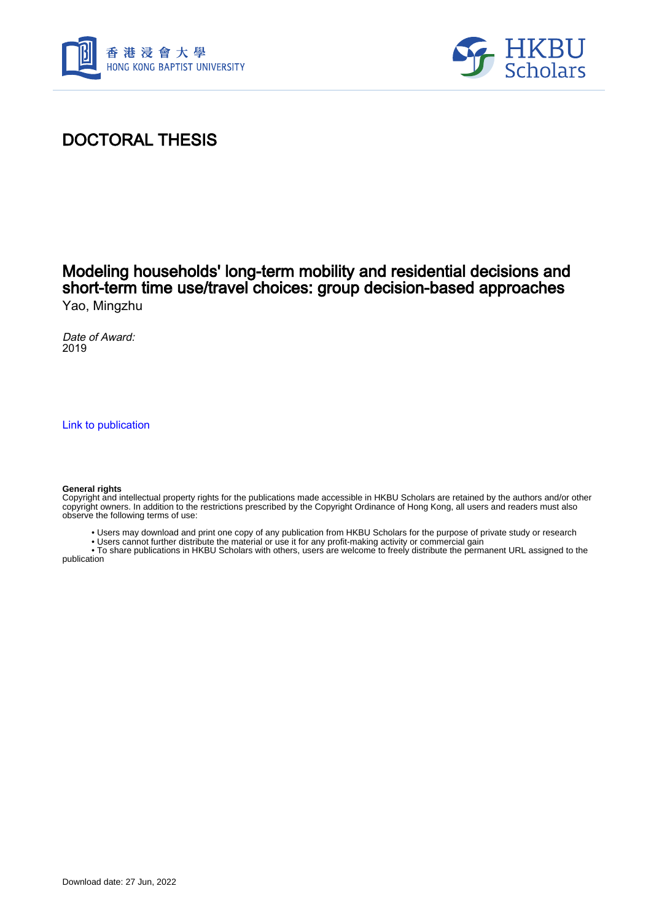# DOCTORAL THESIS

## Modeling households' long-term mobility and residential decisions and short-term time use/travel choices: group decision-based approaches

Yao, Mingzhu

*Date of Award:*
2019

Link to publication

**General rights**
Copyright and intellectual property rights for the publications made accessible in HKBU Scholars are retained by the authors and/or other copyright owners. In addition to the restrictions prescribed by the Copyright Ordinance of Hong Kong, all users and readers must also observe the following terms of use:

- Users may download and print one copy of any publication from HKBU Scholars for the purpose of private study or research
- Users cannot further distribute the material or use it for any profit-making activity or commercial gain
- To share publications in HKBU Scholars with others, users are welcome to freely distribute the permanent URL assigned to the publication

Download date: 27 Jun, 2022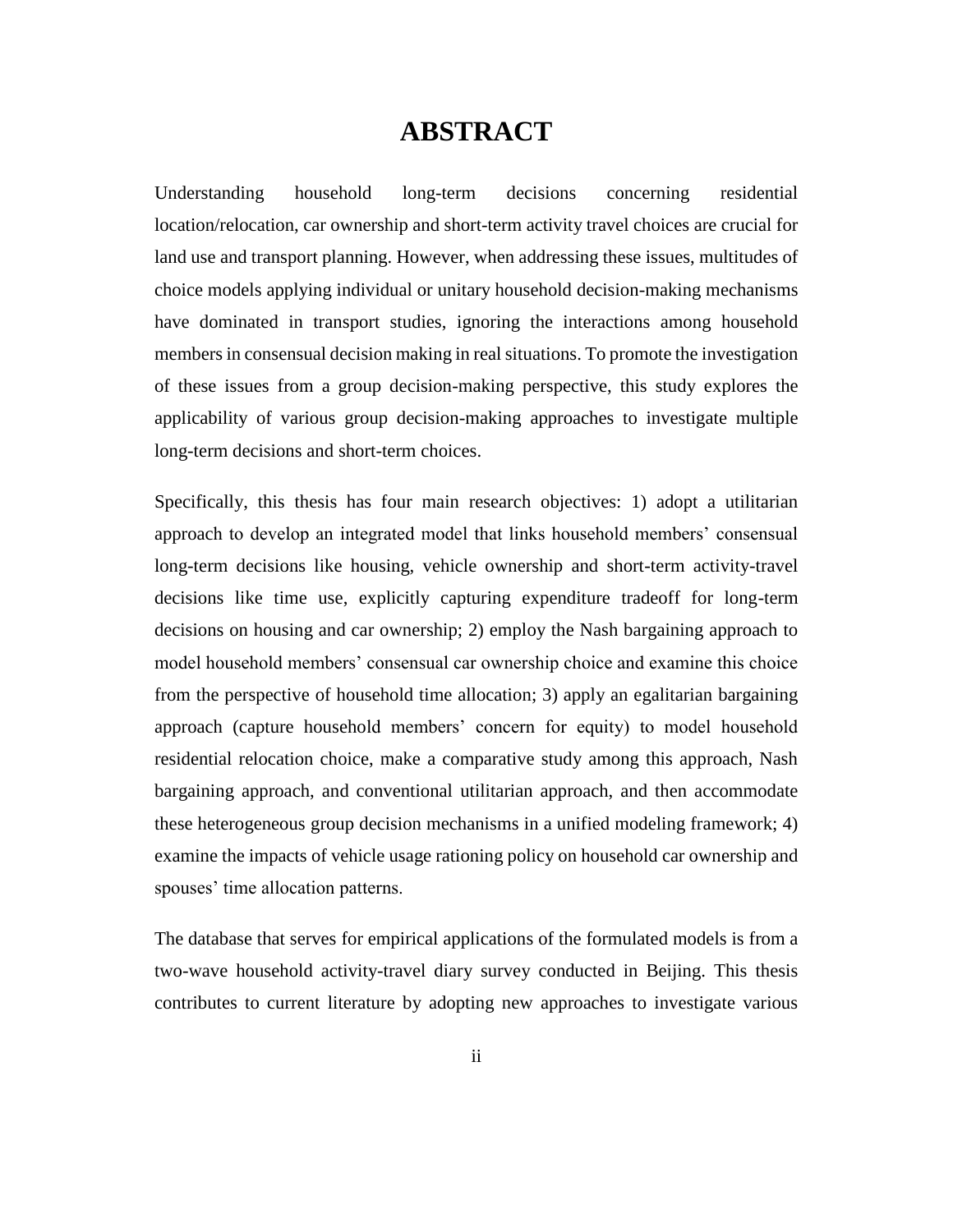# ABSTRACT

Understanding household long-term decisions concerning residential location/relocation, car ownership and short-term activity travel choices are crucial for land use and transport planning. However, when addressing these issues, multitudes of choice models applying individual or unitary household decision-making mechanisms have dominated in transport studies, ignoring the interactions among household members in consensual decision making in real situations. To promote the investigation of these issues from a group decision-making perspective, this study explores the applicability of various group decision-making approaches to investigate multiple long-term decisions and short-term choices.

Specifically, this thesis has four main research objectives: 1) adopt a utilitarian approach to develop an integrated model that links household members' consensual long-term decisions like housing, vehicle ownership and short-term activity-travel decisions like time use, explicitly capturing expenditure tradeoff for long-term decisions on housing and car ownership; 2) employ the Nash bargaining approach to model household members' consensual car ownership choice and examine this choice from the perspective of household time allocation; 3) apply an egalitarian bargaining approach (capture household members' concern for equity) to model household residential relocation choice, make a comparative study among this approach, Nash bargaining approach, and conventional utilitarian approach, and then accommodate these heterogeneous group decision mechanisms in a unified modeling framework; 4) examine the impacts of vehicle usage rationing policy on household car ownership and spouses' time allocation patterns.

The database that serves for empirical applications of the formulated models is from a two-wave household activity-travel diary survey conducted in Beijing. This thesis contributes to current literature by adopting new approaches to investigate various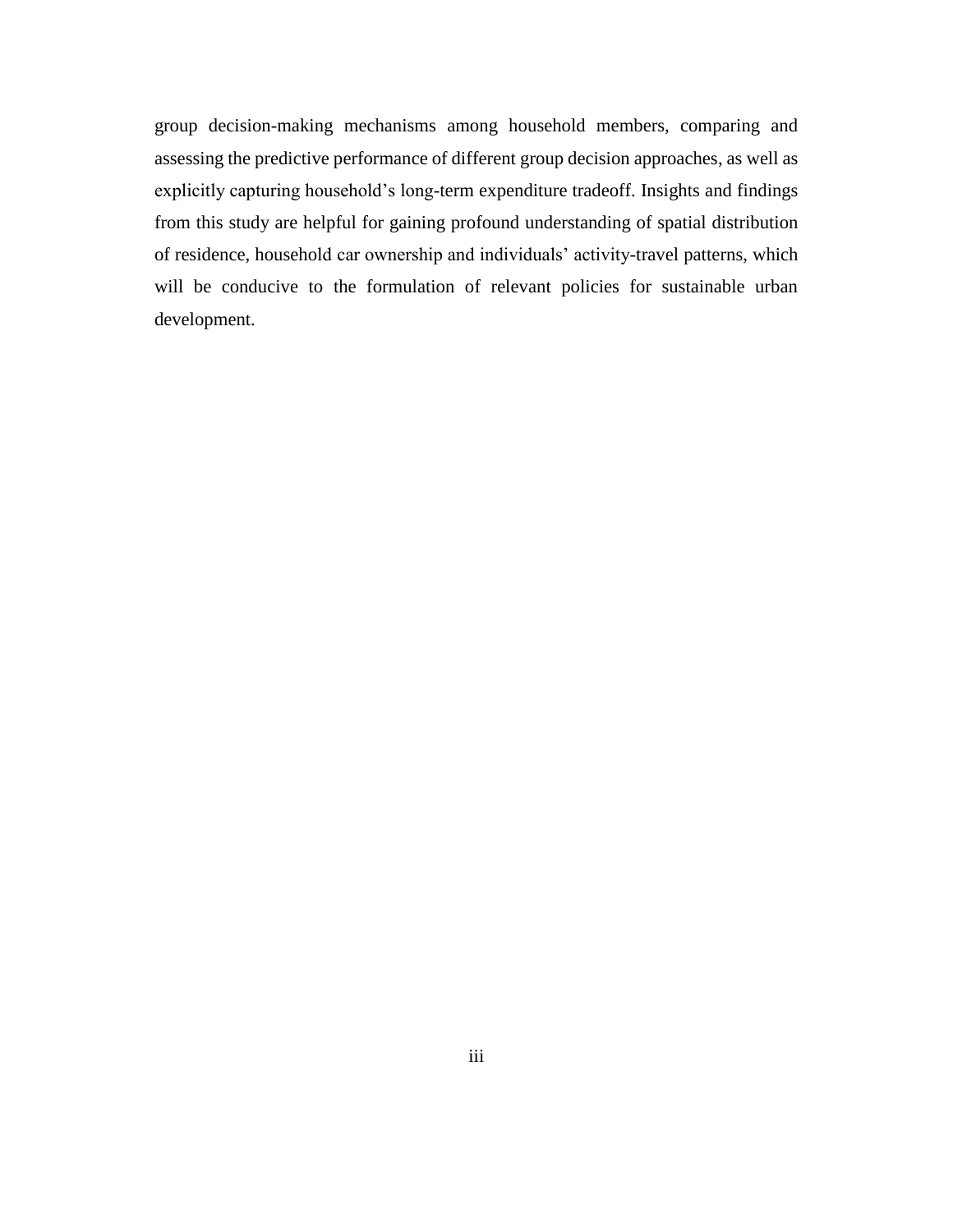group decision-making mechanisms among household members, comparing and assessing the predictive performance of different group decision approaches, as well as explicitly capturing household's long-term expenditure tradeoff. Insights and findings from this study are helpful for gaining profound understanding of spatial distribution of residence, household car ownership and individuals' activity-travel patterns, which will be conducive to the formulation of relevant policies for sustainable urban development.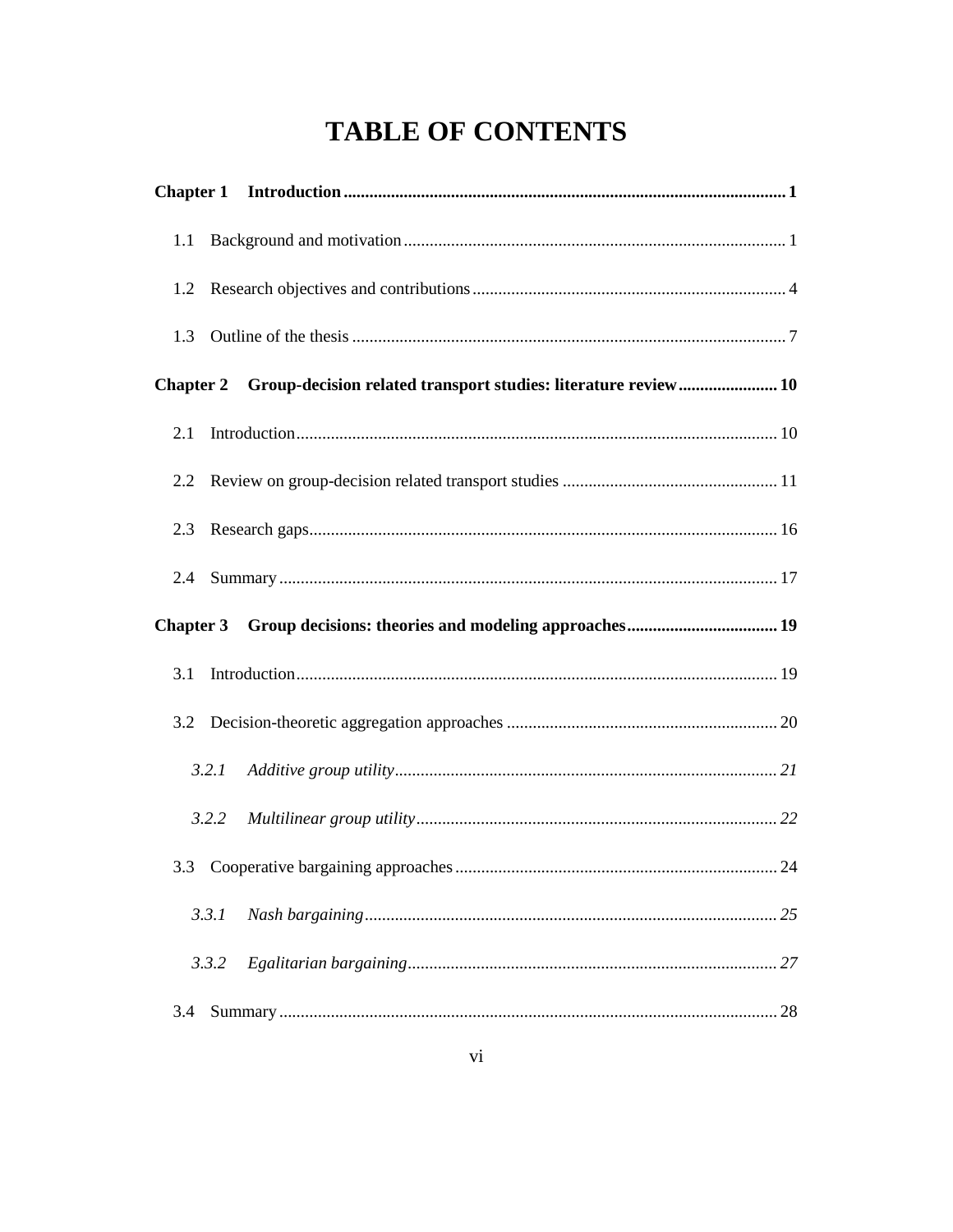# TABLE OF CONTENTS

**Chapter 1 Introduction .......... 1**

1.1 Background and motivation .......... 1

1.2 Research objectives and contributions .......... 4

1.3 Outline of the thesis .......... 7

**Chapter 2 Group-decision related transport studies: literature review .......... 10**

2.1 Introduction .......... 10

2.2 Review on group-decision related transport studies .......... 11

2.3 Research gaps .......... 16

2.4 Summary .......... 17

**Chapter 3 Group decisions: theories and modeling approaches .......... 19**

3.1 Introduction .......... 19

3.2 Decision-theoretic aggregation approaches .......... 20

*3.2.1 Additive group utility .......... 21*

*3.2.2 Multilinear group utility .......... 22*

3.3 Cooperative bargaining approaches .......... 24

*3.3.1 Nash bargaining .......... 25*

*3.3.2 Egalitarian bargaining .......... 27*

3.4 Summary .......... 28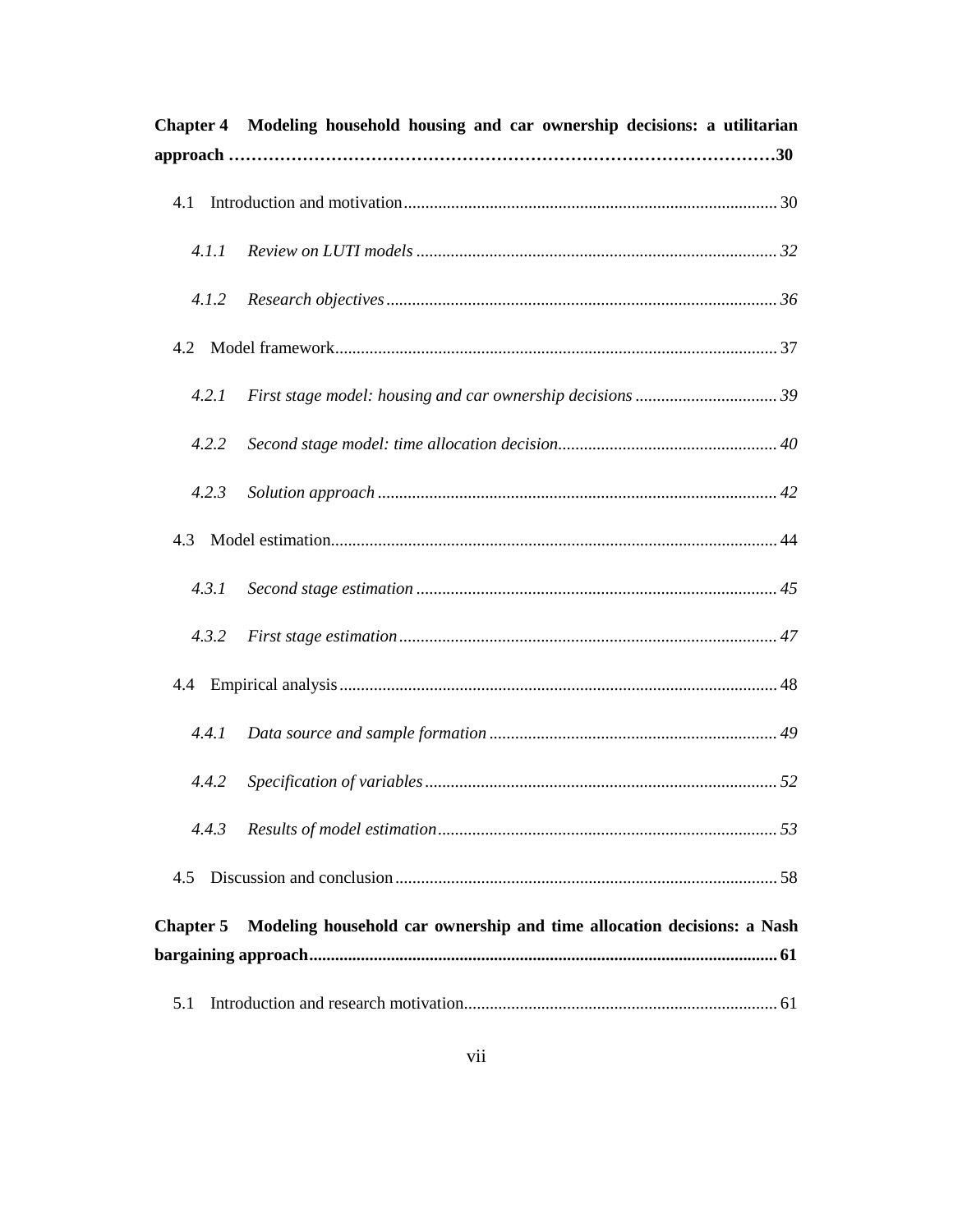**Chapter 4 Modeling household housing and car ownership decisions: a utilitarian approach ……………………………………………………………………………………30**

4.1 Introduction and motivation ........................................................................................ 30

*4.1.1 Review on LUTI models .................................................................................... 32*

*4.1.2 Research objectives .......................................................................................... 36*

4.2 Model framework ....................................................................................................... 37

*4.2.1 First stage model: housing and car ownership decisions ................................. 39*

*4.2.2 Second stage model: time allocation decision ................................................... 40*

*4.2.3 Solution approach ............................................................................................. 42*

4.3 Model estimation ........................................................................................................ 44

*4.3.1 Second stage estimation .................................................................................... 45*

*4.3.2 First stage estimation ........................................................................................ 47*

4.4 Empirical analysis ...................................................................................................... 48

*4.4.1 Data source and sample formation ................................................................... 49*

*4.4.2 Specification of variables .................................................................................. 52*

*4.4.3 Results of model estimation ............................................................................... 53*

4.5 Discussion and conclusion ......................................................................................... 58

**Chapter 5 Modeling household car ownership and time allocation decisions: a Nash bargaining approach ........................................................................................................... 61**

5.1 Introduction and research motivation ......................................................................... 61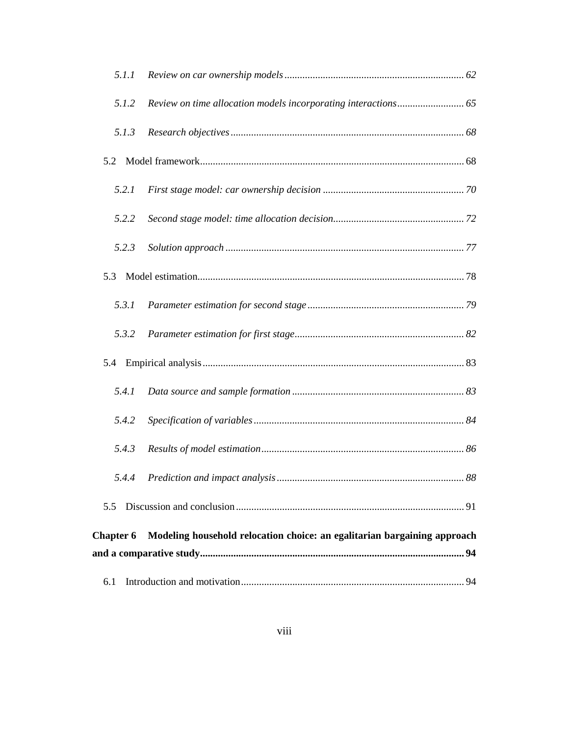*5.1.1 Review on car ownership models* ..................................................................... *62*

*5.1.2 Review on time allocation models incorporating interactions* .......................... *65*

*5.1.3 Research objectives* ........................................................................................ *68*

5.2 Model framework ................................................................................................. 68

*5.2.1 First stage model: car ownership decision* ...................................................... *70*

*5.2.2 Second stage model: time allocation decision* .................................................. *72*

*5.2.3 Solution approach* ........................................................................................... *77*

5.3 Model estimation ................................................................................................... 78

*5.3.1 Parameter estimation for second stage* ............................................................ *79*

*5.3.2 Parameter estimation for first stage* ................................................................. *82*

5.4 Empirical analysis ................................................................................................. 83

*5.4.1 Data source and sample formation* .................................................................. *83*

*5.4.2 Specification of variables* ................................................................................ *84*

*5.4.3 Results of model estimation* ............................................................................. *86*

*5.4.4 Prediction and impact analysis* ........................................................................ *88*

5.5 Discussion and conclusion .................................................................................... 91

**Chapter 6 Modeling household relocation choice: an egalitarian bargaining approach and a comparative study ..................................................................................................... 94**

6.1 Introduction and motivation .................................................................................. 94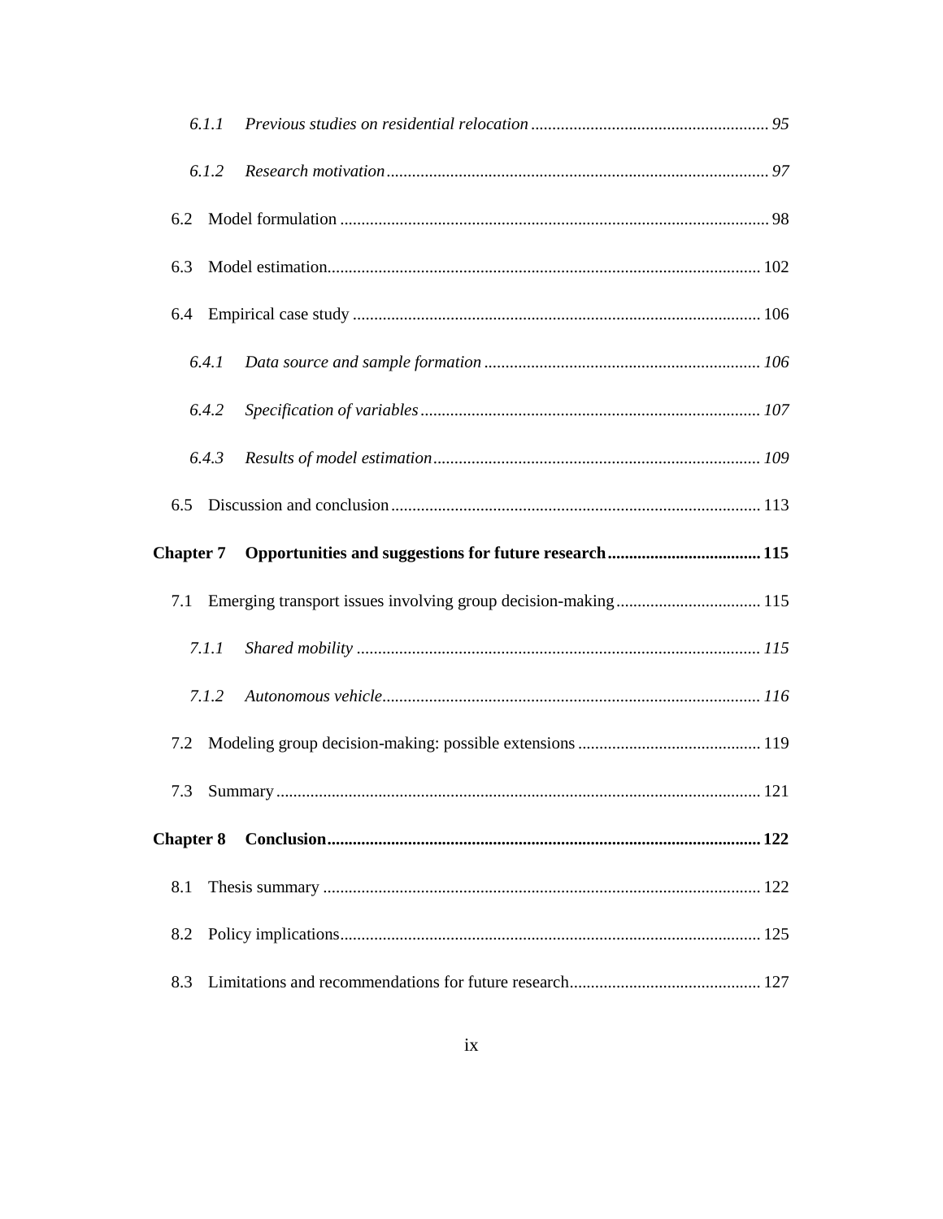*6.1.1 Previous studies on residential relocation* ........................................................ *95*

*6.1.2 Research motivation* ......................................................................................... *97*

6.2 Model formulation .................................................................................................... 98

6.3 Model estimation...................................................................................................... 102

6.4 Empirical case study ............................................................................................... 106

*6.4.1 Data source and sample formation* ................................................................. *106*

*6.4.2 Specification of variables* ............................................................................... *107*

*6.4.3 Results of model estimation* ........................................................................... *109*

6.5 Discussion and conclusion ...................................................................................... 113

**Chapter 7 Opportunities and suggestions for future research .................................... 115**

7.1 Emerging transport issues involving group decision-making .................................. 115

*7.1.1 Shared mobility* .............................................................................................. *115*

*7.1.2 Autonomous vehicle* ....................................................................................... *116*

7.2 Modeling group decision-making: possible extensions ........................................... 119

7.3 Summary ................................................................................................................. 121

**Chapter 8 Conclusion ..................................................................................................... 122**

8.1 Thesis summary ...................................................................................................... 122

8.2 Policy implications .................................................................................................. 125

8.3 Limitations and recommendations for future research............................................ 127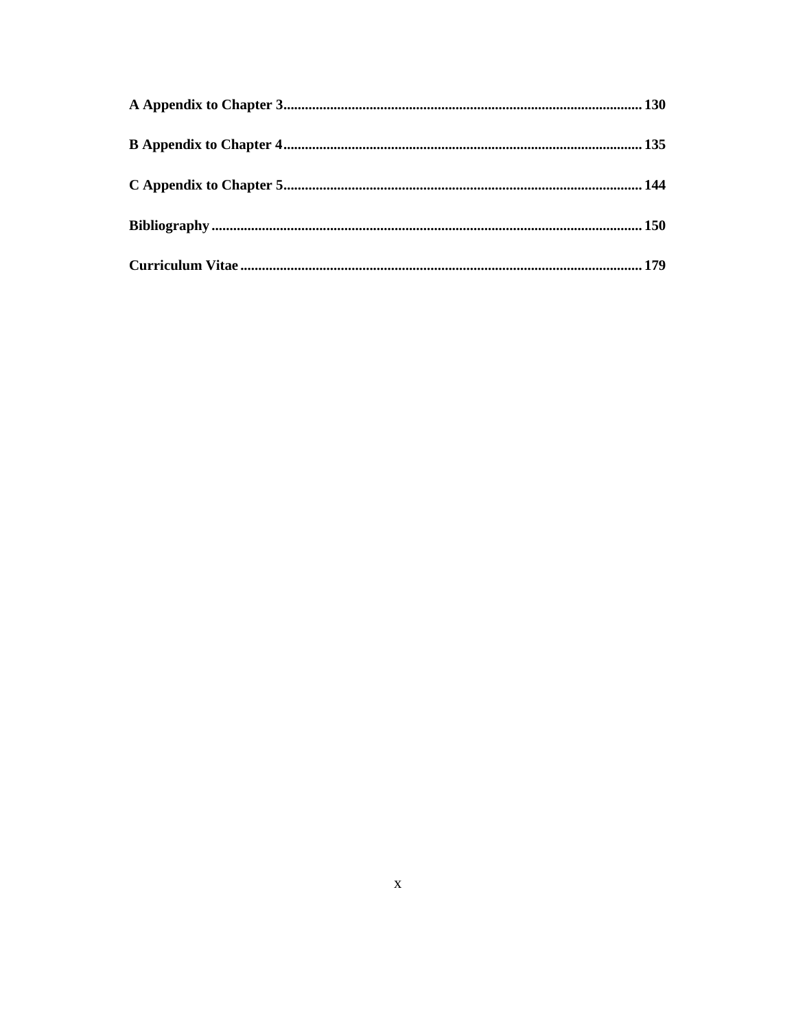**A Appendix to Chapter 3** ........................................................................................... 130

**B Appendix to Chapter 4** ........................................................................................... 135

**C Appendix to Chapter 5** ........................................................................................... 144

**Bibliography** ........................................................................................................... 150

**Curriculum Vitae** ..................................................................................................... 179